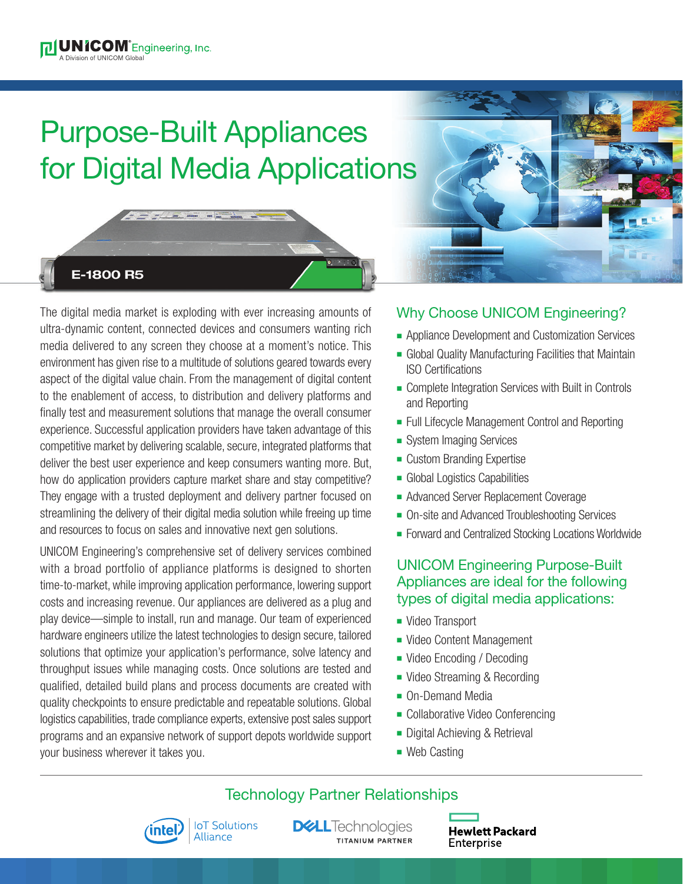UNICOM Engineering, Inc.
A Division of UNICOM Global

# Purpose-Built Appliances for Digital Media Applications

E-1800 R5

The digital media market is exploding with ever increasing amounts of ultra-dynamic content, connected devices and consumers wanting rich media delivered to any screen they choose at a moment's notice. This environment has given rise to a multitude of solutions geared towards every aspect of the digital value chain. From the management of digital content to the enablement of access, to distribution and delivery platforms and finally test and measurement solutions that manage the overall consumer experience. Successful application providers have taken advantage of this competitive market by delivering scalable, secure, integrated platforms that deliver the best user experience and keep consumers wanting more. But, how do application providers capture market share and stay competitive? They engage with a trusted deployment and delivery partner focused on streamlining the delivery of their digital media solution while freeing up time and resources to focus on sales and innovative next gen solutions.

UNICOM Engineering's comprehensive set of delivery services combined with a broad portfolio of appliance platforms is designed to shorten time-to-market, while improving application performance, lowering support costs and increasing revenue. Our appliances are delivered as a plug and play device—simple to install, run and manage. Our team of experienced hardware engineers utilize the latest technologies to design secure, tailored solutions that optimize your application's performance, solve latency and throughput issues while managing costs. Once solutions are tested and qualified, detailed build plans and process documents are created with quality checkpoints to ensure predictable and repeatable solutions. Global logistics capabilities, trade compliance experts, extensive post sales support programs and an expansive network of support depots worldwide support your business wherever it takes you.

## Why Choose UNICOM Engineering?

- Appliance Development and Customization Services
- Global Quality Manufacturing Facilities that Maintain ISO Certifications
- Complete Integration Services with Built in Controls and Reporting
- Full Lifecycle Management Control and Reporting
- System Imaging Services
- Custom Branding Expertise
- Global Logistics Capabilities
- Advanced Server Replacement Coverage
- On-site and Advanced Troubleshooting Services
- Forward and Centralized Stocking Locations Worldwide

## UNICOM Engineering Purpose-Built Appliances are ideal for the following types of digital media applications:

- Video Transport
- Video Content Management
- Video Encoding / Decoding
- Video Streaming & Recording
- On-Demand Media
- Collaborative Video Conferencing
- Digital Achieving & Retrieval
- Web Casting

## Technology Partner Relationships

Intel IoT Solutions Alliance

Dell Technologies Titanium Partner

Hewlett Packard Enterprise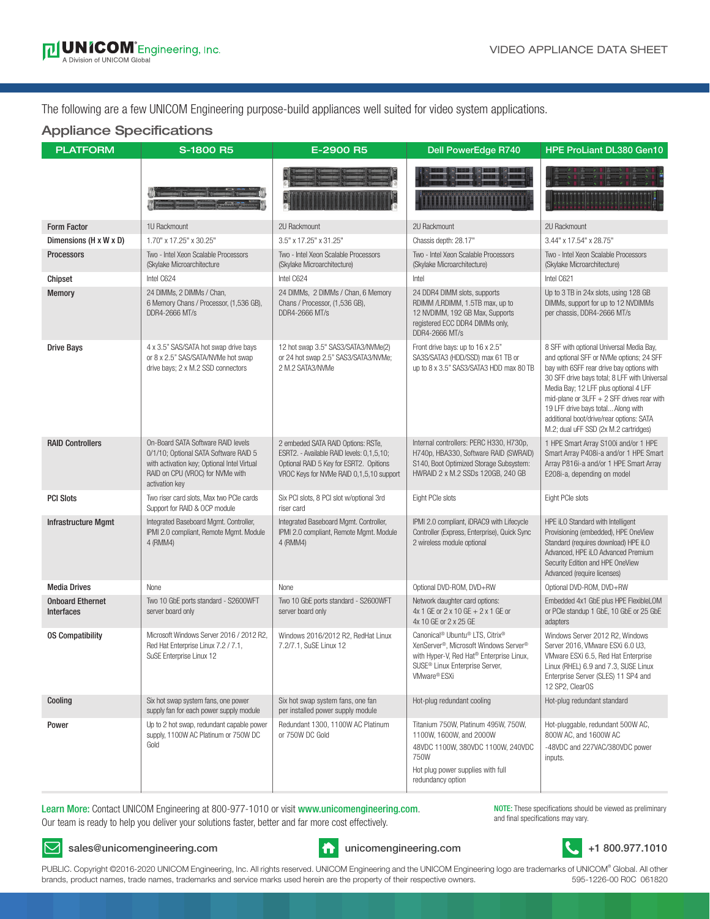The following are a few UNICOM Engineering purpose-build appliances well suited for video system applications.

## Appliance Specifications

| PLATFORM | S-1800 R5 | E-2900 R5 | Dell PowerEdge R740 | HPE ProLiant DL380 Gen10 |
|---|---|---|---|---|
| Form Factor | 1U Rackmount | 2U Rackmount | 2U Rackmount | 2U Rackmount |
| Dimensions (H x W x D) | 1.70" x 17.25" x 30.25" | 3.5" x 17.25" x 31.25" | Chassis depth: 28.17" | 3.44" x 17.54" x 28.75" |
| Processors | Two - Intel Xeon Scalable Processors (Skylake Microarchitecture | Two - Intel Xeon Scalable Processors (Skylake Microarchitecture) | Two - Intel Xeon Scalable Processors (Skylake Microarchitecture) | Two - Intel Xeon Scalable Processors (Skylake Microarchitecture) |
| Chipset | Intel C624 | Intel C624 | Intel | Intel C621 |
| Memory | 24 DIMMs, 2 DIMMs / Chan, 6 Memory Chans / Processor, (1,536 GB), DDR4-2666 MT/s | 24 DIMMs, 2 DIMMs / Chan, 6 Memory Chans / Processor, (1,536 GB), DDR4-2666 MT/s | 24 DDR4 DIMM slots, supports RDIMM /LRDIMM, 1.5TB max, up to 12 NVDIMM, 192 GB Max, Supports registered ECC DDR4 DIMMs only, DDR4-2666 MT/s | Up to 3 TB in 24x slots, using 128 GB DIMMs, support for up to 12 NVDIMMs per chassis, DDR4-2666 MT/s |
| Drive Bays | 4 x 3.5" SAS/SATA hot swap drive bays or 8 x 2.5" SAS/SATA/NVMe hot swap drive bays; 2 x M.2 SSD connectors | 12 hot swap 3.5" SAS3/SATA3/NVMe(2) or 24 hot swap 2.5" SAS3/SATA3/NVMe; 2 M.2 SATA3/NVMe | Front drive bays: up to 16 x 2.5" SAS/SATA3 (HDD/SSD) max 61 TB or up to 8 x 3.5" SAS3/SATA3 HDD max 80 TB | 8 SFF with optional Universal Media Bay, and optional SFF or NVMe options; 24 SFF bay with 6SFF rear drive bay options with 30 SFF drive bays total; 8 LFF with Universal Media Bay; 12 LFF plus optional 4 LFF mid-plane or 3LFF + 2 SFF drives rear with 19 LFF drive bays total... Along with additional boot/drive/rear options: SATA M.2; dual uFF SSD (2x M.2 cartridges) |
| RAID Controllers | On-Board SATA Software RAID levels 0/1/10; Optional SATA Software RAID 5 with activation key; Optional Intel Virtual RAID on CPU (VROC) for NVMe with activation key | 2 embeded SATA RAID Options: RSTe, ESRT2. - Available RAID levels: 0,1,5,10; Optional RAID 5 Key for ESRT2. Options VROC Keys for NVMe RAID 0,1,5,10 support | Internal controllers: PERC H330, H730p, H740p, HBA330, Software RAID (SWRAID) S140, Boot Optimized Storage Subsystem: HWRAID 2 x M.2 SSDs 120GB, 240 GB | 1 HPE Smart Array S100i and/or 1 HPE Smart Array P408i-a and/or 1 HPE Smart Array P816i-a and/or 1 HPE Smart Array E208i-a, depending on model |
| PCI Slots | Two riser card slots, Max two PCIe cards Support for RAID & OCP module | Six PCI slots, 8 PCI slot w/optional 3rd riser card | Eight PCIe slots | Eight PCIe slots |
| Infrastructure Mgmt | Integrated Baseboard Mgmt. Controller, IPMI 2.0 compliant, Remote Mgmt. Module 4 (RMM4) | Integrated Baseboard Mgmt. Controller, IPMI 2.0 compliant, Remote Mgmt. Module 4 (RMM4) | IPMI 2.0 compliant, iDRAC9 with Lifecycle Controller (Express, Enterprise), Quick Sync 2 wireless module optional | HPE iLO Standard with Intelligent Provisioning (embedded), HPE OneView Standard (requires download) HPE iLO Advanced, HPE iLO Advanced Premium Security Edition and HPE OneView Advanced (require licenses) |
| Media Drives | None | None | Optional DVD-ROM, DVD+RW | Optional DVD-ROM, DVD+RW |
| Onboard Ethernet Interfaces | Two 10 GbE ports standard - S2600WFT server board only | Two 10 GbE ports standard - S2600WFT server board only | Network daughter card options: 4x 1 GE or 2 x 10 GE + 2 x 1 GE or 4x 10 GE or 2 x 25 GE | Embedded 4x1 GbE plus HPE FlexibleLOM or PCIe standup 1 GbE, 10 GbE or 25 GbE adapters |
| OS Compatibility | Microsoft Windows Server 2016 / 2012 R2, Red Hat Enterprise Linux 7.2 / 7.1, SuSE Enterprise Linux 12 | Windows 2016/2012 R2, RedHat Linux 7.2/7.1, SuSE Linux 12 | Canonical® Ubuntu® LTS, Citrix® XenServer®, Microsoft Windows Server® with Hyper-V, Red Hat® Enterprise Linux, SUSE® Linux Enterprise Server, VMware® ESXi | Windows Server 2012 R2, Windows Server 2016, VMware ESXi 6.0 U3, VMware ESXi 6.5, Red Hat Enterprise Linux (RHEL) 6.9 and 7.3, SUSE Linux Enterprise Server (SLES) 11 SP4 and 12 SP2, ClearOS |
| Cooling | Six hot swap system fans, one power supply fan for each power supply module | Six hot swap system fans, one fan per installed power supply module | Hot-plug redundant cooling | Hot-plug redundant standard |
| Power | Up to 2 hot swap, redundant capable power supply, 1100W AC Platinum or 750W DC Gold | Redundant 1300, 1100W AC Platinum or 750W DC Gold | Titanium 750W, Platinum 495W, 750W, 1100W, 1600W, and 2000W 48VDC 1100W, 380VDC 1100W, 240VDC 750W Hot plug power supplies with full redundancy option | Hot-pluggable, redundant 500W AC, 800W AC, and 1600W AC -48VDC and 227VAC/380VDC power inputs. |

**Learn More:** Contact UNICOM Engineering at 800-977-1010 or visit www.unicomengineering.com. Our team is ready to help you deliver your solutions faster, better and far more cost effectively.

**NOTE:** These specifications should be viewed as preliminary and final specifications may vary.

sales@unicomengineering.com

unicomengineering.com

+1 800.977.1010

PUBLIC. Copyright ©2016-2020 UNICOM Engineering, Inc. All rights reserved. UNICOM Engineering and the UNICOM Engineering logo are trademarks of UNICOM® Global. All other brands, product names, trade names, trademarks and service marks used herein are the property of their respective owners. 595-1226-00 R0C 061820